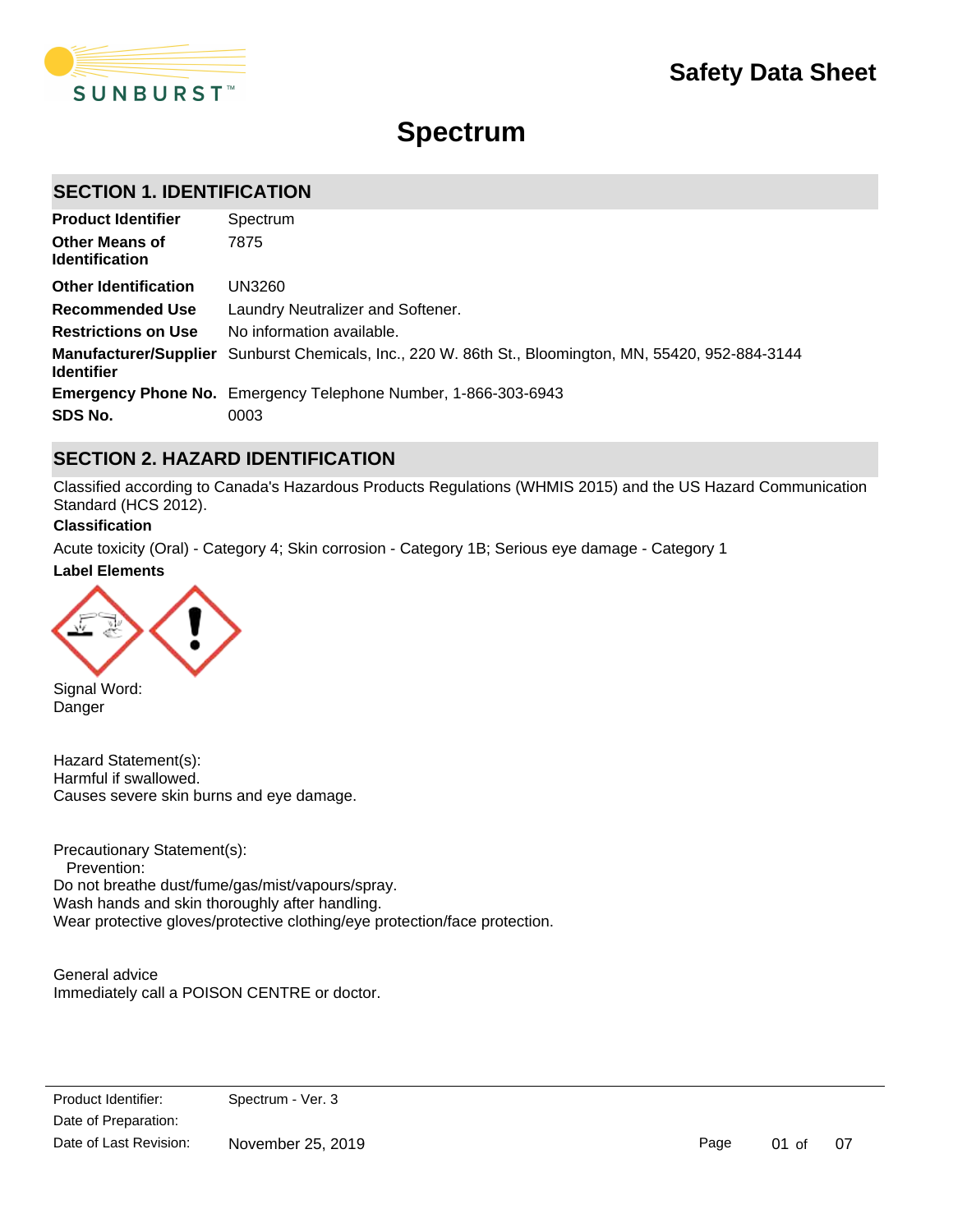Safety Data Sheet

# Spectrum

## SECTION 1. IDENTIFICATION

| | |
|---|---|
| **Product Identifier** | Spectrum |
| **Other Means of Identification** | 7875 |
| **Other Identification** | UN3260 |
| **Recommended Use** | Laundry Neutralizer and Softener. |
| **Restrictions on Use** | No information available. |
| **Manufacturer/Supplier Identifier** | Sunburst Chemicals, Inc., 220 W. 86th St., Bloomington, MN, 55420, 952-884-3144 |
| **Emergency Phone No.** | Emergency Telephone Number, 1-866-303-6943 |
| **SDS No.** | 0003 |

## SECTION 2. HAZARD IDENTIFICATION

Classified according to Canada's Hazardous Products Regulations (WHMIS 2015) and the US Hazard Communication Standard (HCS 2012).

**Classification**

Acute toxicity (Oral) - Category 4; Skin corrosion - Category 1B; Serious eye damage - Category 1

**Label Elements**

Signal Word:
Danger

Hazard Statement(s):
Harmful if swallowed.
Causes severe skin burns and eye damage.

Precautionary Statement(s):
Prevention:
Do not breathe dust/fume/gas/mist/vapours/spray.
Wash hands and skin thoroughly after handling.
Wear protective gloves/protective clothing/eye protection/face protection.

General advice
Immediately call a POISON CENTRE or doctor.

| | |
|---|---|
| Product Identifier: | Spectrum - Ver. 3 |
| Date of Preparation: | |
| Date of Last Revision: | November 25, 2019 |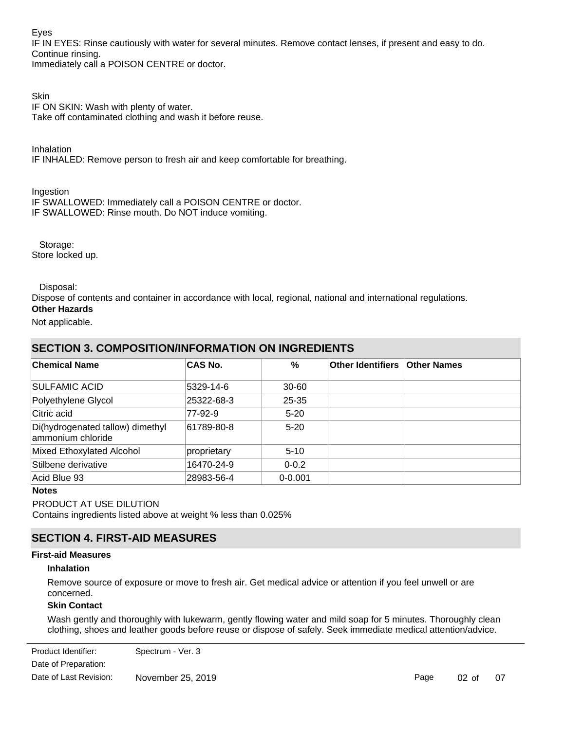Eyes
IF IN EYES: Rinse cautiously with water for several minutes. Remove contact lenses, if present and easy to do. Continue rinsing.
Immediately call a POISON CENTRE or doctor.

Skin
IF ON SKIN: Wash with plenty of water.
Take off contaminated clothing and wash it before reuse.

Inhalation
IF INHALED: Remove person to fresh air and keep comfortable for breathing.

Ingestion
IF SWALLOWED: Immediately call a POISON CENTRE or doctor.
IF SWALLOWED: Rinse mouth. Do NOT induce vomiting.

Storage:
Store locked up.

Disposal:
Dispose of contents and container in accordance with local, regional, national and international regulations.

**Other Hazards**

Not applicable.

## SECTION 3. COMPOSITION/INFORMATION ON INGREDIENTS

| Chemical Name | CAS No. | % | Other Identifiers | Other Names |
|---|---|---|---|---|
| SULFAMIC ACID | 5329-14-6 | 30-60 | | |
| Polyethylene Glycol | 25322-68-3 | 25-35 | | |
| Citric acid | 77-92-9 | 5-20 | | |
| Di(hydrogenated tallow) dimethyl ammonium chloride | 61789-80-8 | 5-20 | | |
| Mixed Ethoxylated Alcohol | proprietary | 5-10 | | |
| Stilbene derivative | 16470-24-9 | 0-0.2 | | |
| Acid Blue 93 | 28983-56-4 | 0-0.001 | | |

**Notes**

PRODUCT AT USE DILUTION
Contains ingredients listed above at weight % less than 0.025%

## SECTION 4. FIRST-AID MEASURES

**First-aid Measures**

**Inhalation**

Remove source of exposure or move to fresh air. Get medical advice or attention if you feel unwell or are concerned.

**Skin Contact**

Wash gently and thoroughly with lukewarm, gently flowing water and mild soap for 5 minutes. Thoroughly clean clothing, shoes and leather goods before reuse or dispose of safely. Seek immediate medical attention/advice.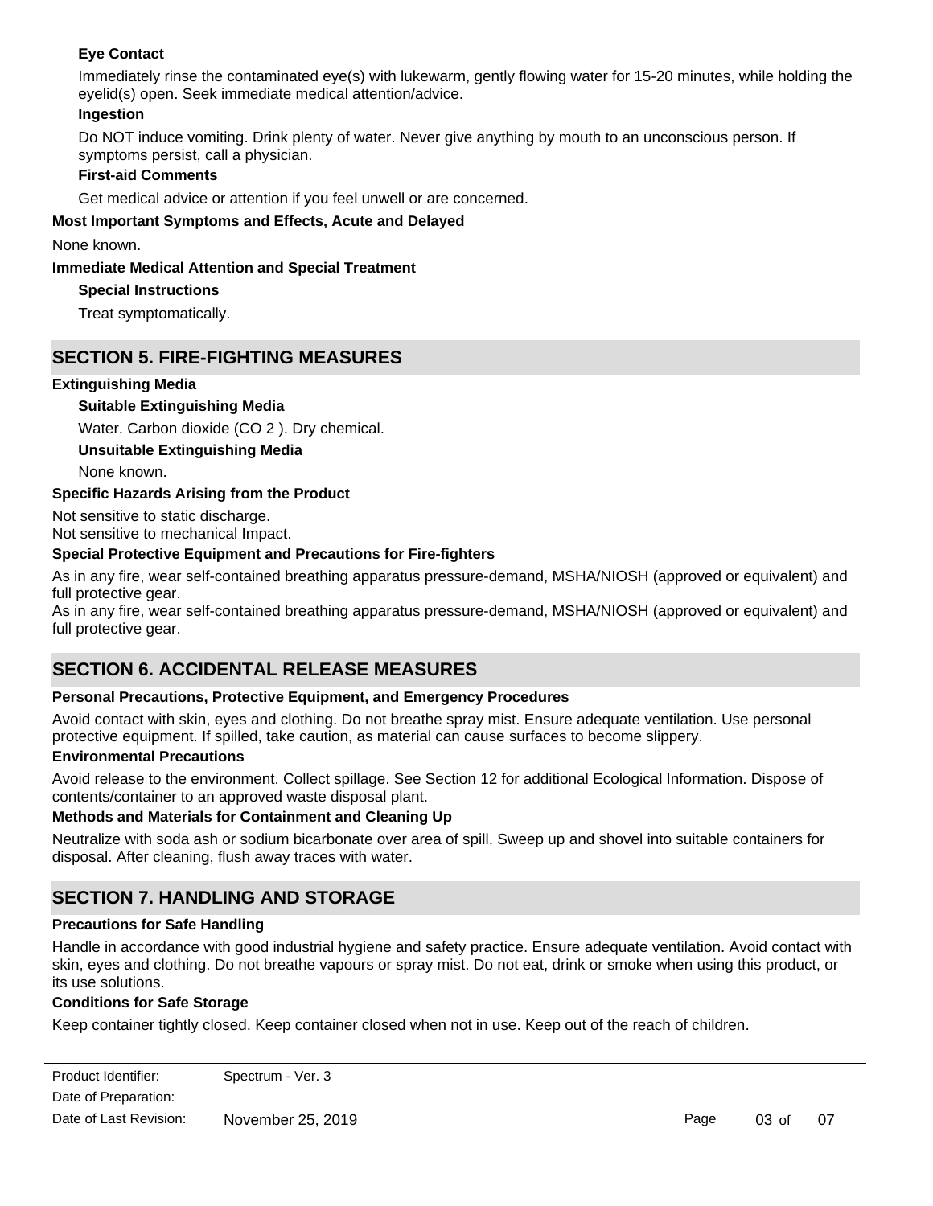### Eye Contact

Immediately rinse the contaminated eye(s) with lukewarm, gently flowing water for 15-20 minutes, while holding the eyelid(s) open. Seek immediate medical attention/advice.

### Ingestion

Do NOT induce vomiting. Drink plenty of water. Never give anything by mouth to an unconscious person. If symptoms persist, call a physician.

### First-aid Comments

Get medical advice or attention if you feel unwell or are concerned.

**Most Important Symptoms and Effects, Acute and Delayed**

None known.

**Immediate Medical Attention and Special Treatment**

**Special Instructions**

Treat symptomatically.

## SECTION 5. FIRE-FIGHTING MEASURES

**Extinguishing Media**

**Suitable Extinguishing Media**

Water. Carbon dioxide ($CO_2$). Dry chemical.

**Unsuitable Extinguishing Media**

None known.

**Specific Hazards Arising from the Product**

Not sensitive to static discharge.
Not sensitive to mechanical Impact.

**Special Protective Equipment and Precautions for Fire-fighters**

As in any fire, wear self-contained breathing apparatus pressure-demand, MSHA/NIOSH (approved or equivalent) and full protective gear.
As in any fire, wear self-contained breathing apparatus pressure-demand, MSHA/NIOSH (approved or equivalent) and full protective gear.

## SECTION 6. ACCIDENTAL RELEASE MEASURES

**Personal Precautions, Protective Equipment, and Emergency Procedures**

Avoid contact with skin, eyes and clothing. Do not breathe spray mist. Ensure adequate ventilation. Use personal protective equipment. If spilled, take caution, as material can cause surfaces to become slippery.

**Environmental Precautions**

Avoid release to the environment. Collect spillage. See Section 12 for additional Ecological Information. Dispose of contents/container to an approved waste disposal plant.

**Methods and Materials for Containment and Cleaning Up**

Neutralize with soda ash or sodium bicarbonate over area of spill. Sweep up and shovel into suitable containers for disposal. After cleaning, flush away traces with water.

## SECTION 7. HANDLING AND STORAGE

**Precautions for Safe Handling**

Handle in accordance with good industrial hygiene and safety practice. Ensure adequate ventilation. Avoid contact with skin, eyes and clothing. Do not breathe vapours or spray mist. Do not eat, drink or smoke when using this product, or its use solutions.

**Conditions for Safe Storage**

Keep container tightly closed. Keep container closed when not in use. Keep out of the reach of children.

| | |
|---|---|
| Product Identifier: | Spectrum - Ver. 3 |
| Date of Preparation: | |
| Date of Last Revision: | November 25, 2019 |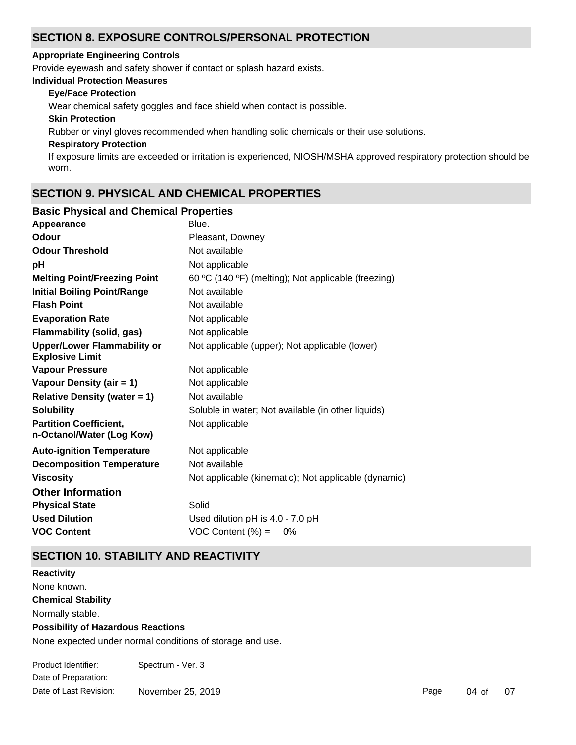## SECTION 8. EXPOSURE CONTROLS/PERSONAL PROTECTION

**Appropriate Engineering Controls**

Provide eyewash and safety shower if contact or splash hazard exists.

**Individual Protection Measures**

**Eye/Face Protection**

Wear chemical safety goggles and face shield when contact is possible.

**Skin Protection**

Rubber or vinyl gloves recommended when handling solid chemicals or their use solutions.

**Respiratory Protection**

If exposure limits are exceeded or irritation is experienced, NIOSH/MSHA approved respiratory protection should be worn.

## SECTION 9. PHYSICAL AND CHEMICAL PROPERTIES

### Basic Physical and Chemical Properties

| | |
|---|---|
| **Appearance** | Blue. |
| **Odour** | Pleasant, Downey |
| **Odour Threshold** | Not available |
| **pH** | Not applicable |
| **Melting Point/Freezing Point** | 60 ºC (140 ºF) (melting); Not applicable (freezing) |
| **Initial Boiling Point/Range** | Not available |
| **Flash Point** | Not available |
| **Evaporation Rate** | Not applicable |
| **Flammability (solid, gas)** | Not applicable |
| **Upper/Lower Flammability or Explosive Limit** | Not applicable (upper); Not applicable (lower) |
| **Vapour Pressure** | Not applicable |
| **Vapour Density (air = 1)** | Not applicable |
| **Relative Density (water = 1)** | Not available |
| **Solubility** | Soluble in water; Not available (in other liquids) |
| **Partition Coefficient, n-Octanol/Water (Log Kow)** | Not applicable |
| **Auto-ignition Temperature** | Not applicable |
| **Decomposition Temperature** | Not available |
| **Viscosity** | Not applicable (kinematic); Not applicable (dynamic) |

### Other Information

| | |
|---|---|
| **Physical State** | Solid |
| **Used Dilution** | Used dilution pH is 4.0 - 7.0 pH |
| **VOC Content** | VOC Content (%) = 0% |

## SECTION 10. STABILITY AND REACTIVITY

**Reactivity**

None known.

**Chemical Stability**

Normally stable.

**Possibility of Hazardous Reactions**

None expected under normal conditions of storage and use.

Product Identifier: Spectrum - Ver. 3

Date of Preparation:

Date of Last Revision: November 25, 2019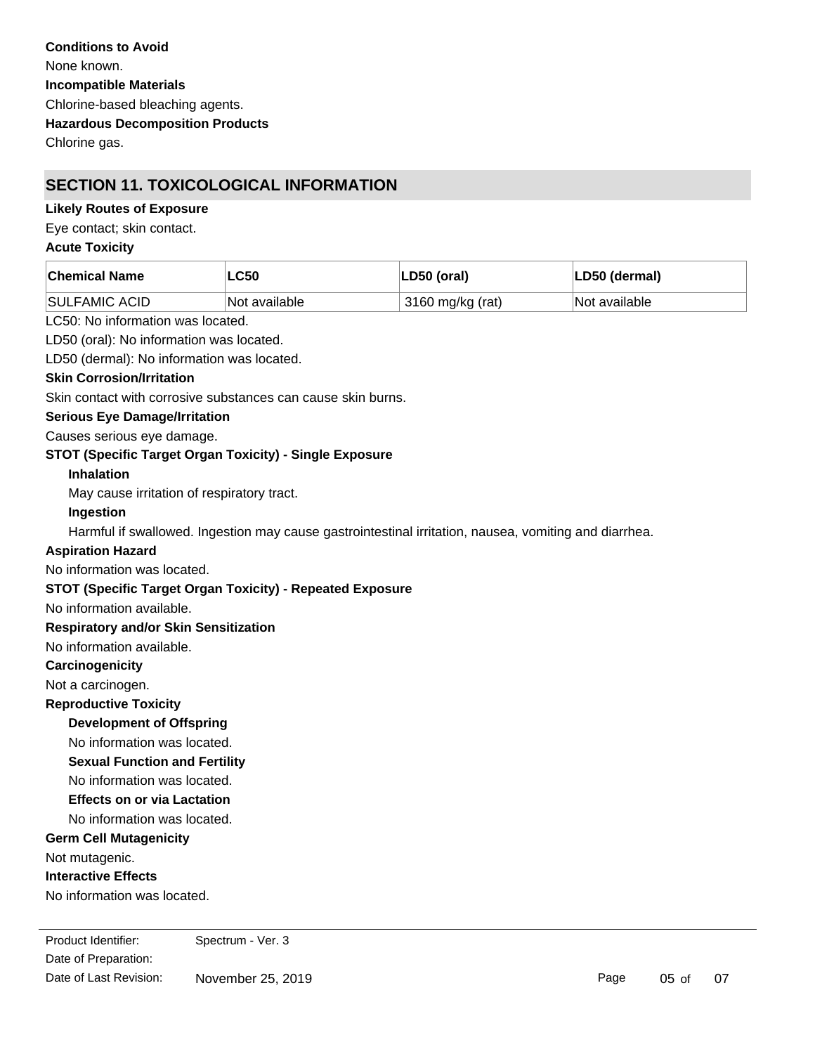**Conditions to Avoid**

None known.

**Incompatible Materials**

Chlorine-based bleaching agents.

**Hazardous Decomposition Products**

Chlorine gas.

## SECTION 11. TOXICOLOGICAL INFORMATION

**Likely Routes of Exposure**

Eye contact; skin contact.

**Acute Toxicity**

| Chemical Name | LC50 | LD50 (oral) | LD50 (dermal) |
|---|---|---|---|
| SULFAMIC ACID | Not available | 3160 mg/kg (rat) | Not available |

LC50: No information was located.

LD50 (oral): No information was located.

LD50 (dermal): No information was located.

**Skin Corrosion/Irritation**

Skin contact with corrosive substances can cause skin burns.

**Serious Eye Damage/Irritation**

Causes serious eye damage.

**STOT (Specific Target Organ Toxicity) - Single Exposure**

**Inhalation**

May cause irritation of respiratory tract.

**Ingestion**

Harmful if swallowed. Ingestion may cause gastrointestinal irritation, nausea, vomiting and diarrhea.

**Aspiration Hazard**

No information was located.

**STOT (Specific Target Organ Toxicity) - Repeated Exposure**

No information available.

**Respiratory and/or Skin Sensitization**

No information available.

**Carcinogenicity**

Not a carcinogen.

**Reproductive Toxicity**

**Development of Offspring**

No information was located.

**Sexual Function and Fertility**

No information was located.

**Effects on or via Lactation**

No information was located.

**Germ Cell Mutagenicity**

Not mutagenic.

**Interactive Effects**

No information was located.

Product Identifier: Spectrum - Ver. 3

Date of Preparation:

Date of Last Revision: November 25, 2019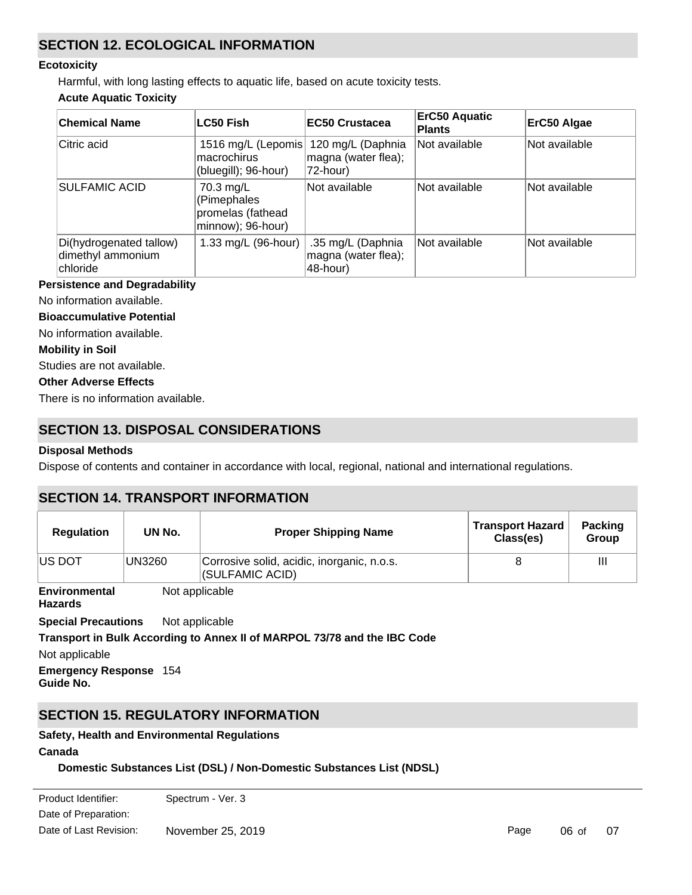## SECTION 12. ECOLOGICAL INFORMATION

### Ecotoxicity

Harmful, with long lasting effects to aquatic life, based on acute toxicity tests.

#### Acute Aquatic Toxicity

| Chemical Name | LC50 Fish | EC50 Crustacea | ErC50 Aquatic Plants | ErC50 Algae |
|---|---|---|---|---|
| Citric acid | 1516 mg/L (Lepomis macrochirus (bluegill); 96-hour) | 120 mg/L (Daphnia magna (water flea); 72-hour) | Not available | Not available |
| SULFAMIC ACID | 70.3 mg/L (Pimephales promelas (fathead minnow); 96-hour) | Not available | Not available | Not available |
| Di(hydrogenated tallow) dimethyl ammonium chloride | 1.33 mg/L (96-hour) | .35 mg/L (Daphnia magna (water flea); 48-hour) | Not available | Not available |

**Persistence and Degradability**

No information available.

**Bioaccumulative Potential**

No information available.

**Mobility in Soil**

Studies are not available.

**Other Adverse Effects**

There is no information available.

## SECTION 13. DISPOSAL CONSIDERATIONS

**Disposal Methods**

Dispose of contents and container in accordance with local, regional, national and international regulations.

## SECTION 14. TRANSPORT INFORMATION

| Regulation | UN No. | Proper Shipping Name | Transport Hazard Class(es) | Packing Group |
|---|---|---|---|---|
| US DOT | UN3260 | Corrosive solid, acidic, inorganic, n.o.s. (SULFAMIC ACID) | 8 | III |

**Environmental Hazards** Not applicable

**Special Precautions** Not applicable

**Transport in Bulk According to Annex II of MARPOL 73/78 and the IBC Code**

Not applicable

**Emergency Response Guide No.** 154

## SECTION 15. REGULATORY INFORMATION

**Safety, Health and Environmental Regulations**

**Canada**

**Domestic Substances List (DSL) / Non-Domestic Substances List (NDSL)**

Product Identifier: Spectrum - Ver. 3
Date of Preparation:
Date of Last Revision: November 25, 2019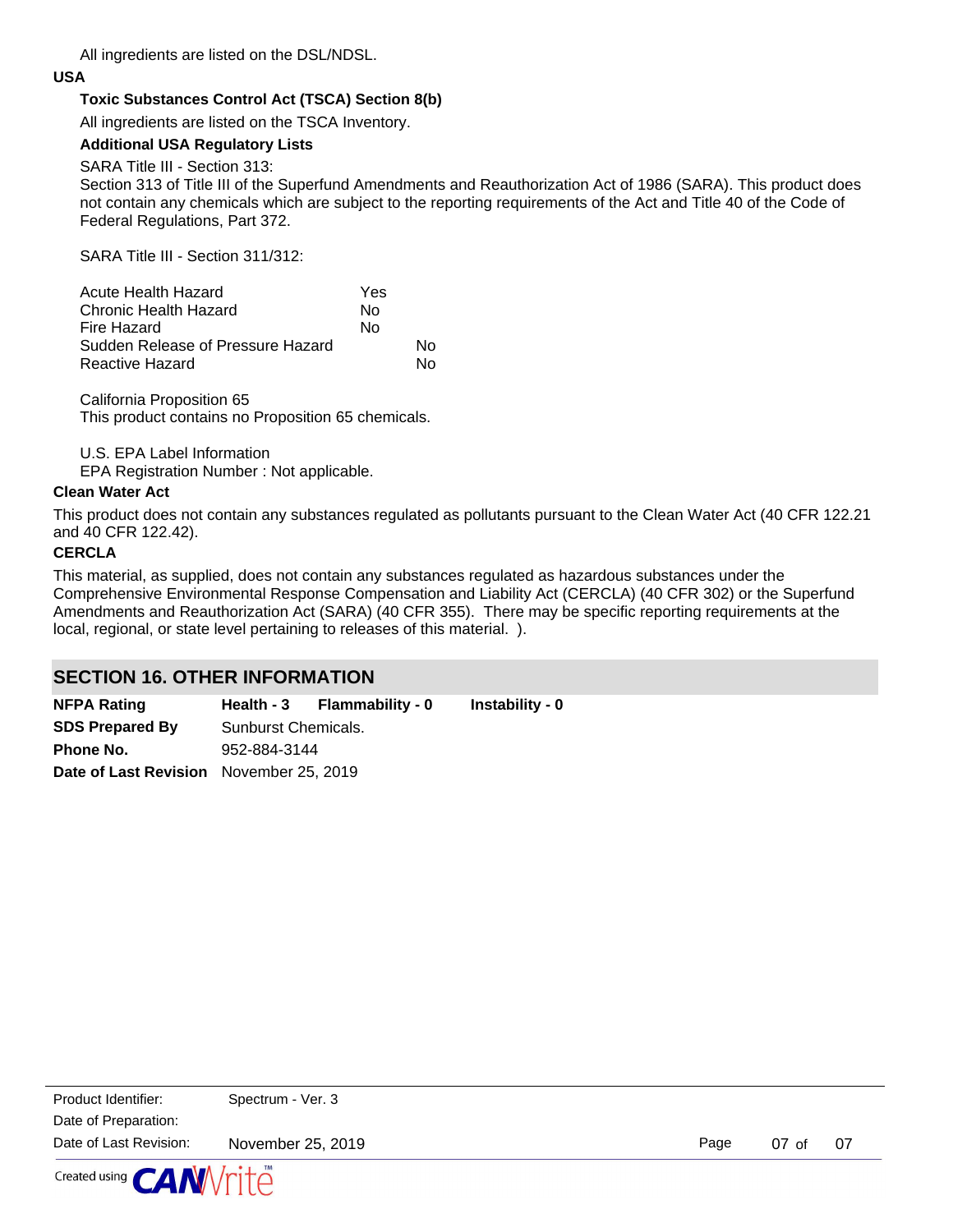All ingredients are listed on the DSL/NDSL.

**USA**

**Toxic Substances Control Act (TSCA) Section 8(b)**

All ingredients are listed on the TSCA Inventory.

**Additional USA Regulatory Lists**

SARA Title III - Section 313:
Section 313 of Title III of the Superfund Amendments and Reauthorization Act of 1986 (SARA). This product does not contain any chemicals which are subject to the reporting requirements of the Act and Title 40 of the Code of Federal Regulations, Part 372.

SARA Title III - Section 311/312:

| | |
|---|---|
| Acute Health Hazard | Yes |
| Chronic Health Hazard | No |
| Fire Hazard | No |
| Sudden Release of Pressure Hazard | No |
| Reactive Hazard | No |

California Proposition 65
This product contains no Proposition 65 chemicals.

U.S. EPA Label Information
EPA Registration Number : Not applicable.

**Clean Water Act**

This product does not contain any substances regulated as pollutants pursuant to the Clean Water Act (40 CFR 122.21 and 40 CFR 122.42).

**CERCLA**

This material, as supplied, does not contain any substances regulated as hazardous substances under the Comprehensive Environmental Response Compensation and Liability Act (CERCLA) (40 CFR 302) or the Superfund Amendments and Reauthorization Act (SARA) (40 CFR 355). There may be specific reporting requirements at the local, regional, or state level pertaining to releases of this material. ).

## SECTION 16. OTHER INFORMATION

**NFPA Rating** **Health - 3** **Flammability - 0** **Instability - 0**

**SDS Prepared By** Sunburst Chemicals.

**Phone No.** 952-884-3144

**Date of Last Revision** November 25, 2019

Product Identifier: Spectrum - Ver. 3
Date of Preparation:
Date of Last Revision: November 25, 2019